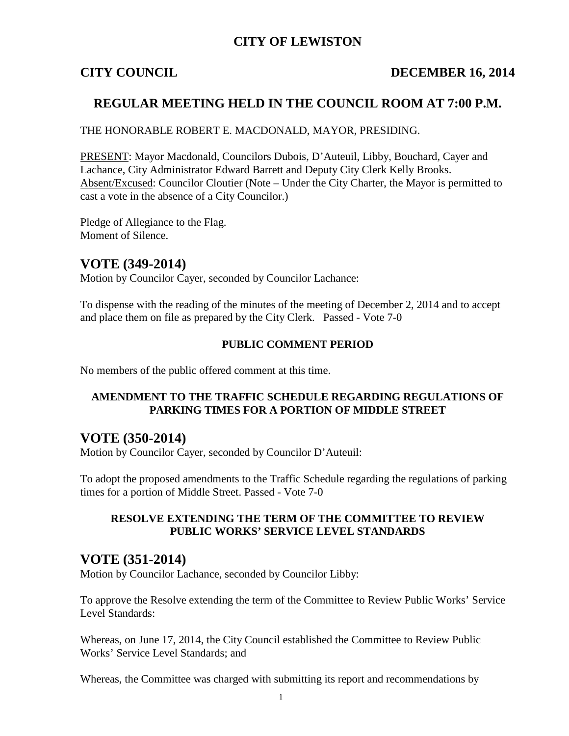# CITY OF LEWISTON

**CITY COUNCIL** **DECEMBER 16, 2014**

## REGULAR MEETING HELD IN THE COUNCIL ROOM AT 7:00 P.M.

THE HONORABLE ROBERT E. MACDONALD, MAYOR, PRESIDING.

PRESENT: Mayor Macdonald, Councilors Dubois, D'Auteuil, Libby, Bouchard, Cayer and Lachance, City Administrator Edward Barrett and Deputy City Clerk Kelly Brooks.
Absent/Excused: Councilor Cloutier (Note – Under the City Charter, the Mayor is permitted to cast a vote in the absence of a City Councilor.)

Pledge of Allegiance to the Flag.
Moment of Silence.

## VOTE (349-2014)

Motion by Councilor Cayer, seconded by Councilor Lachance:

To dispense with the reading of the minutes of the meeting of December 2, 2014 and to accept and place them on file as prepared by the City Clerk. Passed - Vote 7-0

### PUBLIC COMMENT PERIOD

No members of the public offered comment at this time.

### AMENDMENT TO THE TRAFFIC SCHEDULE REGARDING REGULATIONS OF PARKING TIMES FOR A PORTION OF MIDDLE STREET

## VOTE (350-2014)

Motion by Councilor Cayer, seconded by Councilor D'Auteuil:

To adopt the proposed amendments to the Traffic Schedule regarding the regulations of parking times for a portion of Middle Street. Passed - Vote 7-0

### RESOLVE EXTENDING THE TERM OF THE COMMITTEE TO REVIEW PUBLIC WORKS' SERVICE LEVEL STANDARDS

## VOTE (351-2014)

Motion by Councilor Lachance, seconded by Councilor Libby:

To approve the Resolve extending the term of the Committee to Review Public Works' Service Level Standards:

Whereas, on June 17, 2014, the City Council established the Committee to Review Public Works' Service Level Standards; and

Whereas, the Committee was charged with submitting its report and recommendations by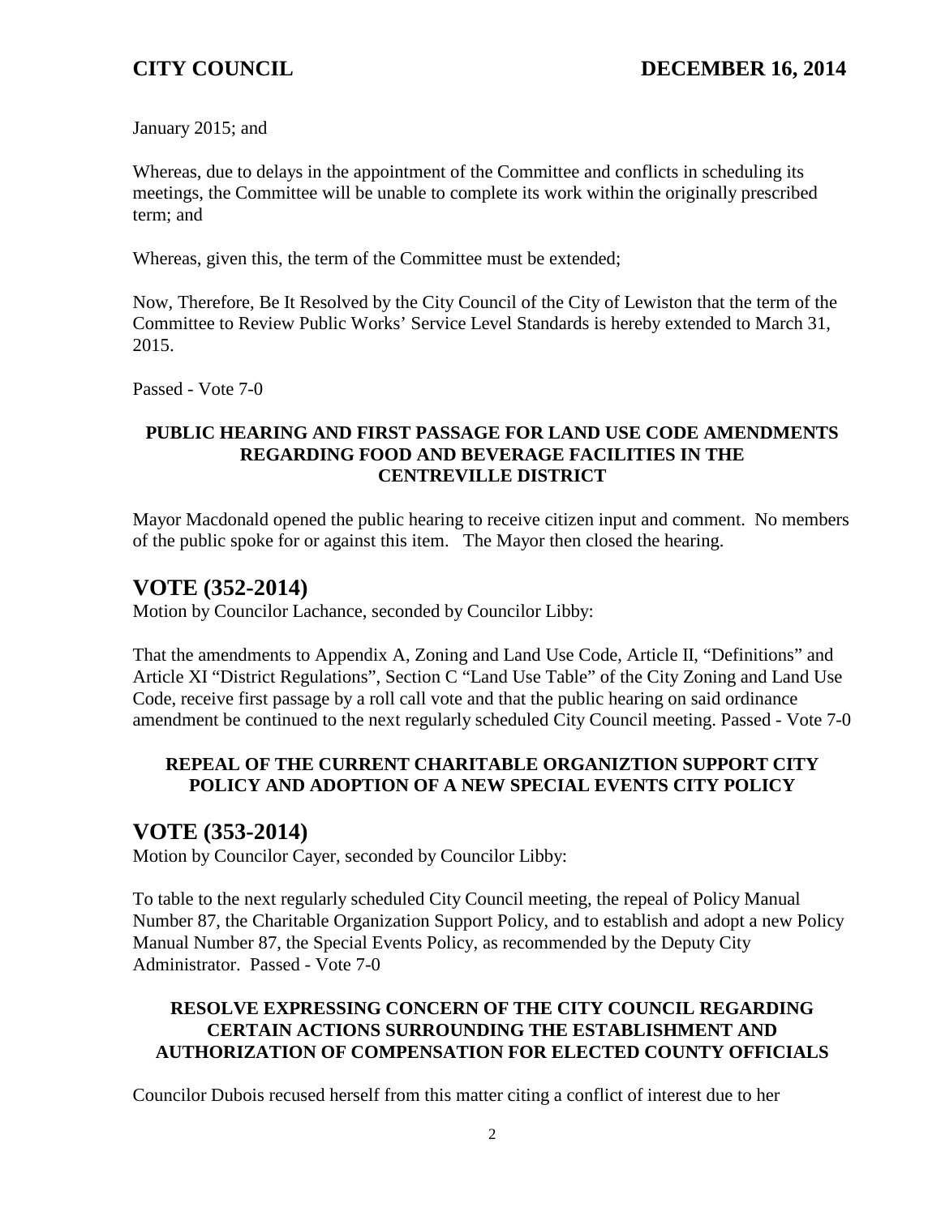January 2015; and

Whereas, due to delays in the appointment of the Committee and conflicts in scheduling its meetings, the Committee will be unable to complete its work within the originally prescribed term; and

Whereas, given this, the term of the Committee must be extended;

Now, Therefore, Be It Resolved by the City Council of the City of Lewiston that the term of the Committee to Review Public Works' Service Level Standards is hereby extended to March 31, 2015.

Passed - Vote 7-0

**PUBLIC HEARING AND FIRST PASSAGE FOR LAND USE CODE AMENDMENTS REGARDING FOOD AND BEVERAGE FACILITIES IN THE CENTREVILLE DISTRICT**

Mayor Macdonald opened the public hearing to receive citizen input and comment. No members of the public spoke for or against this item. The Mayor then closed the hearing.

## VOTE (352-2014)

Motion by Councilor Lachance, seconded by Councilor Libby:

That the amendments to Appendix A, Zoning and Land Use Code, Article II, "Definitions" and Article XI "District Regulations", Section C "Land Use Table" of the City Zoning and Land Use Code, receive first passage by a roll call vote and that the public hearing on said ordinance amendment be continued to the next regularly scheduled City Council meeting. Passed - Vote 7-0

**REPEAL OF THE CURRENT CHARITABLE ORGANIZTION SUPPORT CITY POLICY AND ADOPTION OF A NEW SPECIAL EVENTS CITY POLICY**

## VOTE (353-2014)

Motion by Councilor Cayer, seconded by Councilor Libby:

To table to the next regularly scheduled City Council meeting, the repeal of Policy Manual Number 87, the Charitable Organization Support Policy, and to establish and adopt a new Policy Manual Number 87, the Special Events Policy, as recommended by the Deputy City Administrator. Passed - Vote 7-0

**RESOLVE EXPRESSING CONCERN OF THE CITY COUNCIL REGARDING CERTAIN ACTIONS SURROUNDING THE ESTABLISHMENT AND AUTHORIZATION OF COMPENSATION FOR ELECTED COUNTY OFFICIALS**

Councilor Dubois recused herself from this matter citing a conflict of interest due to her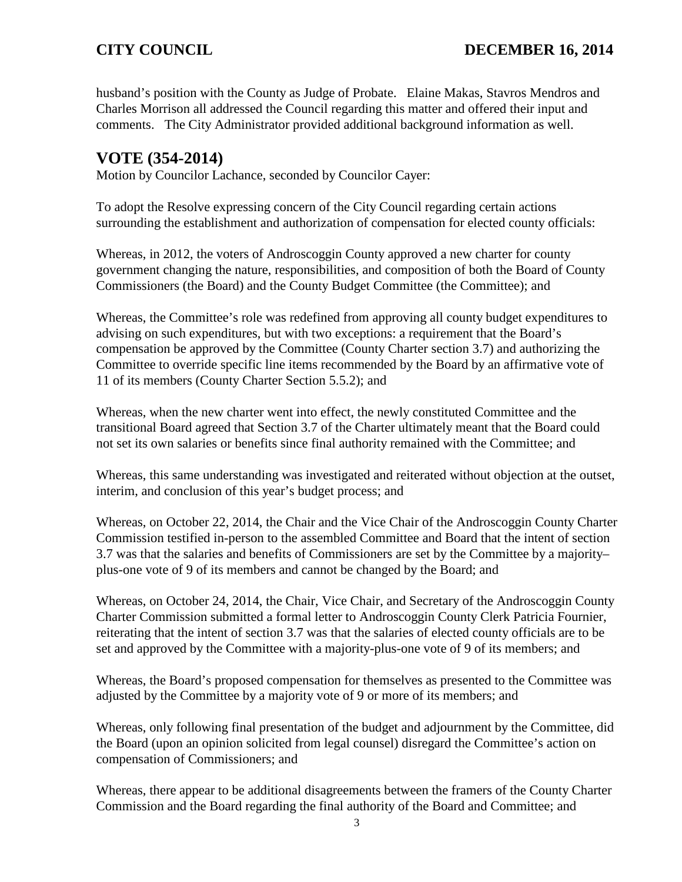husband's position with the County as Judge of Probate. Elaine Makas, Stavros Mendros and Charles Morrison all addressed the Council regarding this matter and offered their input and comments. The City Administrator provided additional background information as well.

## VOTE (354-2014)

Motion by Councilor Lachance, seconded by Councilor Cayer:

To adopt the Resolve expressing concern of the City Council regarding certain actions surrounding the establishment and authorization of compensation for elected county officials:

Whereas, in 2012, the voters of Androscoggin County approved a new charter for county government changing the nature, responsibilities, and composition of both the Board of County Commissioners (the Board) and the County Budget Committee (the Committee); and

Whereas, the Committee's role was redefined from approving all county budget expenditures to advising on such expenditures, but with two exceptions: a requirement that the Board's compensation be approved by the Committee (County Charter section 3.7) and authorizing the Committee to override specific line items recommended by the Board by an affirmative vote of 11 of its members (County Charter Section 5.5.2); and

Whereas, when the new charter went into effect, the newly constituted Committee and the transitional Board agreed that Section 3.7 of the Charter ultimately meant that the Board could not set its own salaries or benefits since final authority remained with the Committee; and

Whereas, this same understanding was investigated and reiterated without objection at the outset, interim, and conclusion of this year's budget process; and

Whereas, on October 22, 2014, the Chair and the Vice Chair of the Androscoggin County Charter Commission testified in-person to the assembled Committee and Board that the intent of section 3.7 was that the salaries and benefits of Commissioners are set by the Committee by a majority–plus-one vote of 9 of its members and cannot be changed by the Board; and

Whereas, on October 24, 2014, the Chair, Vice Chair, and Secretary of the Androscoggin County Charter Commission submitted a formal letter to Androscoggin County Clerk Patricia Fournier, reiterating that the intent of section 3.7 was that the salaries of elected county officials are to be set and approved by the Committee with a majority-plus-one vote of 9 of its members; and

Whereas, the Board's proposed compensation for themselves as presented to the Committee was adjusted by the Committee by a majority vote of 9 or more of its members; and

Whereas, only following final presentation of the budget and adjournment by the Committee, did the Board (upon an opinion solicited from legal counsel) disregard the Committee's action on compensation of Commissioners; and

Whereas, there appear to be additional disagreements between the framers of the County Charter Commission and the Board regarding the final authority of the Board and Committee; and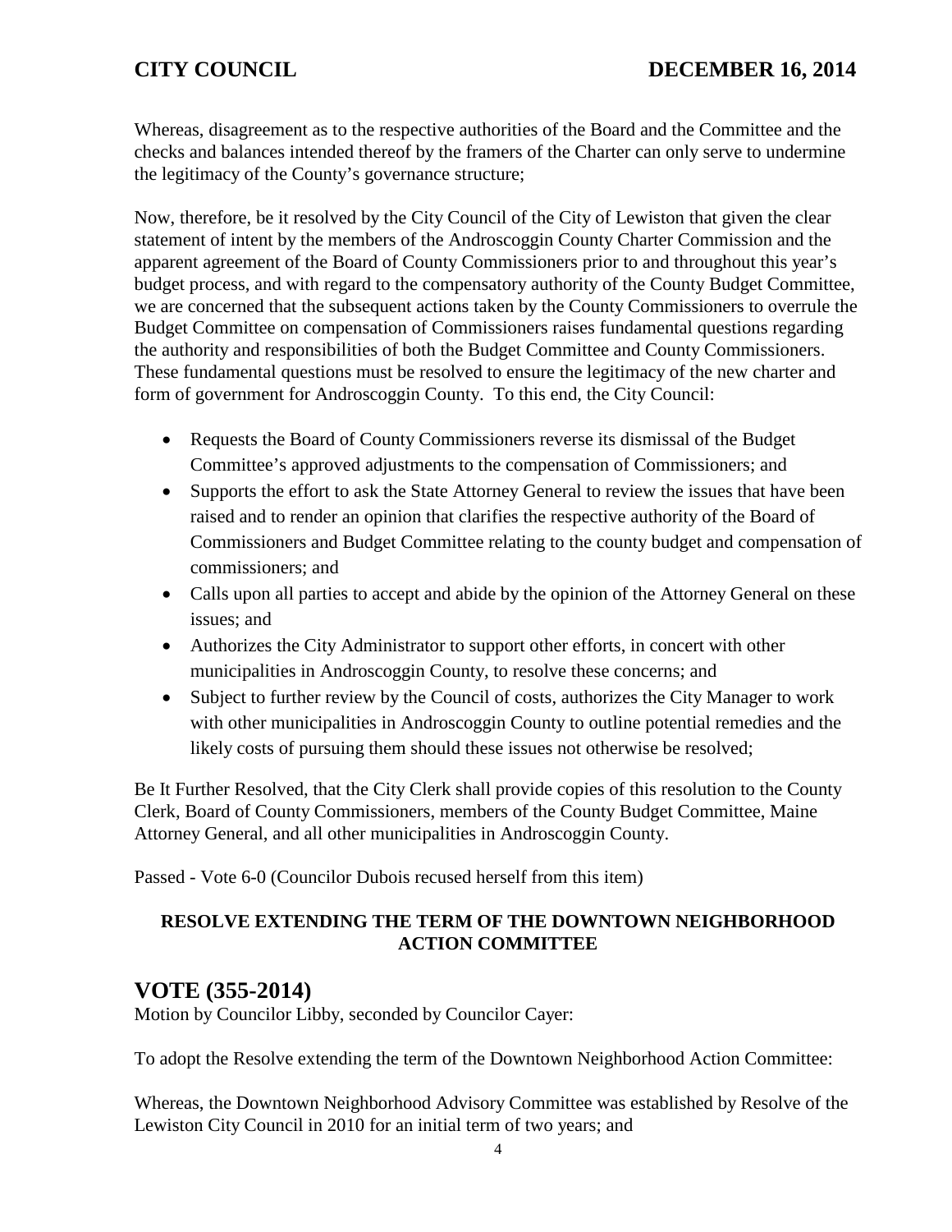Whereas, disagreement as to the respective authorities of the Board and the Committee and the checks and balances intended thereof by the framers of the Charter can only serve to undermine the legitimacy of the County's governance structure;

Now, therefore, be it resolved by the City Council of the City of Lewiston that given the clear statement of intent by the members of the Androscoggin County Charter Commission and the apparent agreement of the Board of County Commissioners prior to and throughout this year's budget process, and with regard to the compensatory authority of the County Budget Committee, we are concerned that the subsequent actions taken by the County Commissioners to overrule the Budget Committee on compensation of Commissioners raises fundamental questions regarding the authority and responsibilities of both the Budget Committee and County Commissioners. These fundamental questions must be resolved to ensure the legitimacy of the new charter and form of government for Androscoggin County. To this end, the City Council:

- Requests the Board of County Commissioners reverse its dismissal of the Budget Committee's approved adjustments to the compensation of Commissioners; and
- Supports the effort to ask the State Attorney General to review the issues that have been raised and to render an opinion that clarifies the respective authority of the Board of Commissioners and Budget Committee relating to the county budget and compensation of commissioners; and
- Calls upon all parties to accept and abide by the opinion of the Attorney General on these issues; and
- Authorizes the City Administrator to support other efforts, in concert with other municipalities in Androscoggin County, to resolve these concerns; and
- Subject to further review by the Council of costs, authorizes the City Manager to work with other municipalities in Androscoggin County to outline potential remedies and the likely costs of pursuing them should these issues not otherwise be resolved;

Be It Further Resolved, that the City Clerk shall provide copies of this resolution to the County Clerk, Board of County Commissioners, members of the County Budget Committee, Maine Attorney General, and all other municipalities in Androscoggin County.

Passed - Vote 6-0 (Councilor Dubois recused herself from this item)

**RESOLVE EXTENDING THE TERM OF THE DOWNTOWN NEIGHBORHOOD ACTION COMMITTEE**

## VOTE (355-2014)

Motion by Councilor Libby, seconded by Councilor Cayer:

To adopt the Resolve extending the term of the Downtown Neighborhood Action Committee:

Whereas, the Downtown Neighborhood Advisory Committee was established by Resolve of the Lewiston City Council in 2010 for an initial term of two years; and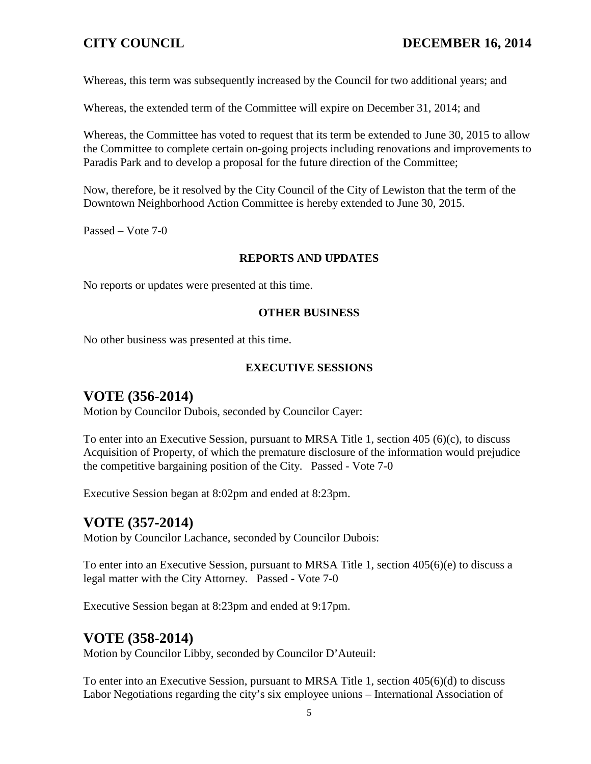Whereas, this term was subsequently increased by the Council for two additional years; and

Whereas, the extended term of the Committee will expire on December 31, 2014; and

Whereas, the Committee has voted to request that its term be extended to June 30, 2015 to allow the Committee to complete certain on-going projects including renovations and improvements to Paradis Park and to develop a proposal for the future direction of the Committee;

Now, therefore, be it resolved by the City Council of the City of Lewiston that the term of the Downtown Neighborhood Action Committee is hereby extended to June 30, 2015.

Passed – Vote 7-0

### REPORTS AND UPDATES

No reports or updates were presented at this time.

### OTHER BUSINESS

No other business was presented at this time.

### EXECUTIVE SESSIONS

## VOTE (356-2014)

Motion by Councilor Dubois, seconded by Councilor Cayer:

To enter into an Executive Session, pursuant to MRSA Title 1, section 405 (6)(c), to discuss Acquisition of Property, of which the premature disclosure of the information would prejudice the competitive bargaining position of the City. Passed - Vote 7-0

Executive Session began at 8:02pm and ended at 8:23pm.

## VOTE (357-2014)

Motion by Councilor Lachance, seconded by Councilor Dubois:

To enter into an Executive Session, pursuant to MRSA Title 1, section 405(6)(e) to discuss a legal matter with the City Attorney. Passed - Vote 7-0

Executive Session began at 8:23pm and ended at 9:17pm.

## VOTE (358-2014)

Motion by Councilor Libby, seconded by Councilor D'Auteuil:

To enter into an Executive Session, pursuant to MRSA Title 1, section 405(6)(d) to discuss Labor Negotiations regarding the city's six employee unions – International Association of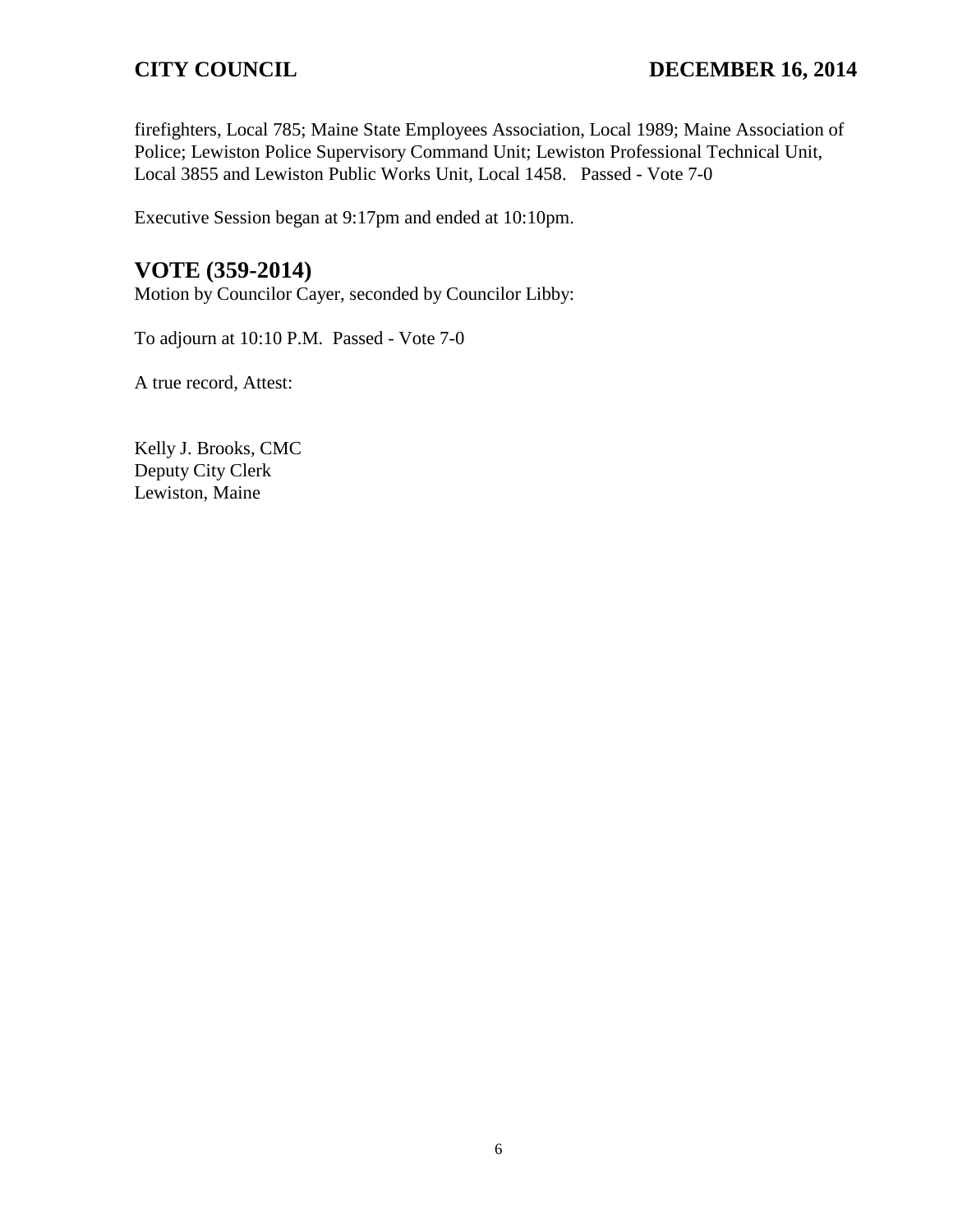firefighters, Local 785; Maine State Employees Association, Local 1989; Maine Association of Police; Lewiston Police Supervisory Command Unit; Lewiston Professional Technical Unit, Local 3855 and Lewiston Public Works Unit, Local 1458. Passed - Vote 7-0

Executive Session began at 9:17pm and ended at 10:10pm.

## VOTE (359-2014)

Motion by Councilor Cayer, seconded by Councilor Libby:

To adjourn at 10:10 P.M. Passed - Vote 7-0

A true record, Attest:

Kelly J. Brooks, CMC
Deputy City Clerk
Lewiston, Maine